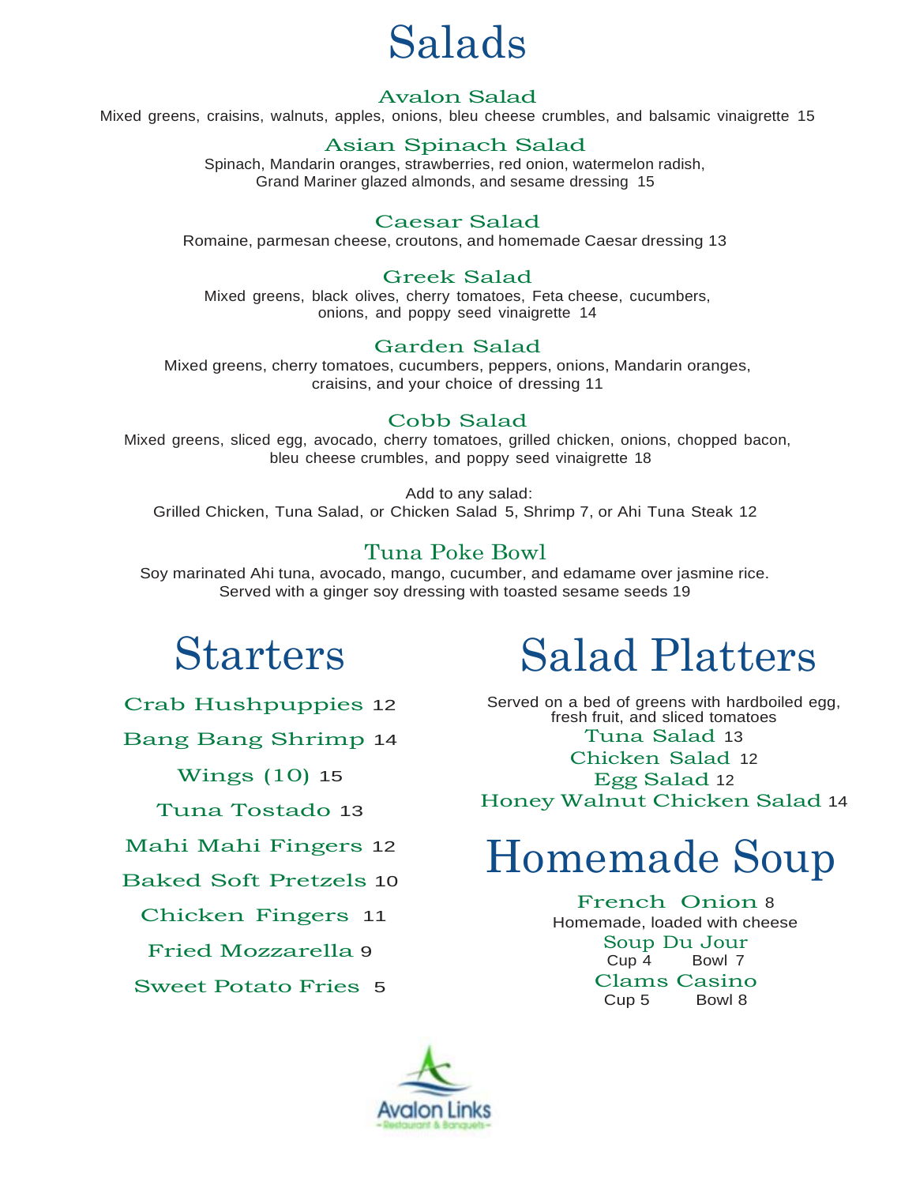# Salads

### Avalon Salad

Mixed greens, craisins, walnuts, apples, onions, bleu cheese crumbles, and balsamic vinaigrette 15

### Asian Spinach Salad

Spinach, Mandarin oranges, strawberries, red onion, watermelon radish, Grand Mariner glazed almonds, and sesame dressing 15

### Caesar Salad

Romaine, parmesan cheese, croutons, and homemade Caesar dressing 13

### Greek Salad

Mixed greens, black olives, cherry tomatoes, Feta cheese, cucumbers, onions, and poppy seed vinaigrette 14

### Garden Salad

Mixed greens, cherry tomatoes, cucumbers, peppers, onions, Mandarin oranges, craisins, and your choice of dressing 11

### Cobb Salad

Mixed greens, sliced egg, avocado, cherry tomatoes, grilled chicken, onions, chopped bacon, bleu cheese crumbles, and poppy seed vinaigrette 18

Add to any salad:
Grilled Chicken, Tuna Salad, or Chicken Salad 5, Shrimp 7, or Ahi Tuna Steak 12

### Tuna Poke Bowl

Soy marinated Ahi tuna, avocado, mango, cucumber, and edamame over jasmine rice. Served with a ginger soy dressing with toasted sesame seeds 19

# Starters

- Crab Hushpuppies 12
- Bang Bang Shrimp 14
- Wings (10) 15
- Tuna Tostado 13
- Mahi Mahi Fingers 12
- Baked Soft Pretzels 10
- Chicken Fingers 11
- Fried Mozzarella 9
- Sweet Potato Fries 5

# Salad Platters

Served on a bed of greens with hardboiled egg, fresh fruit, and sliced tomatoes

- Tuna Salad 13
- Chicken Salad 12
- Egg Salad 12
- Honey Walnut Chicken Salad 14

# Homemade Soup

### French Onion 8

Homemade, loaded with cheese

### Soup Du Jour

Cup 4 Bowl 7

### Clams Casino

Cup 5 Bowl 8

Avalon Links
~Restaurant & Banquets~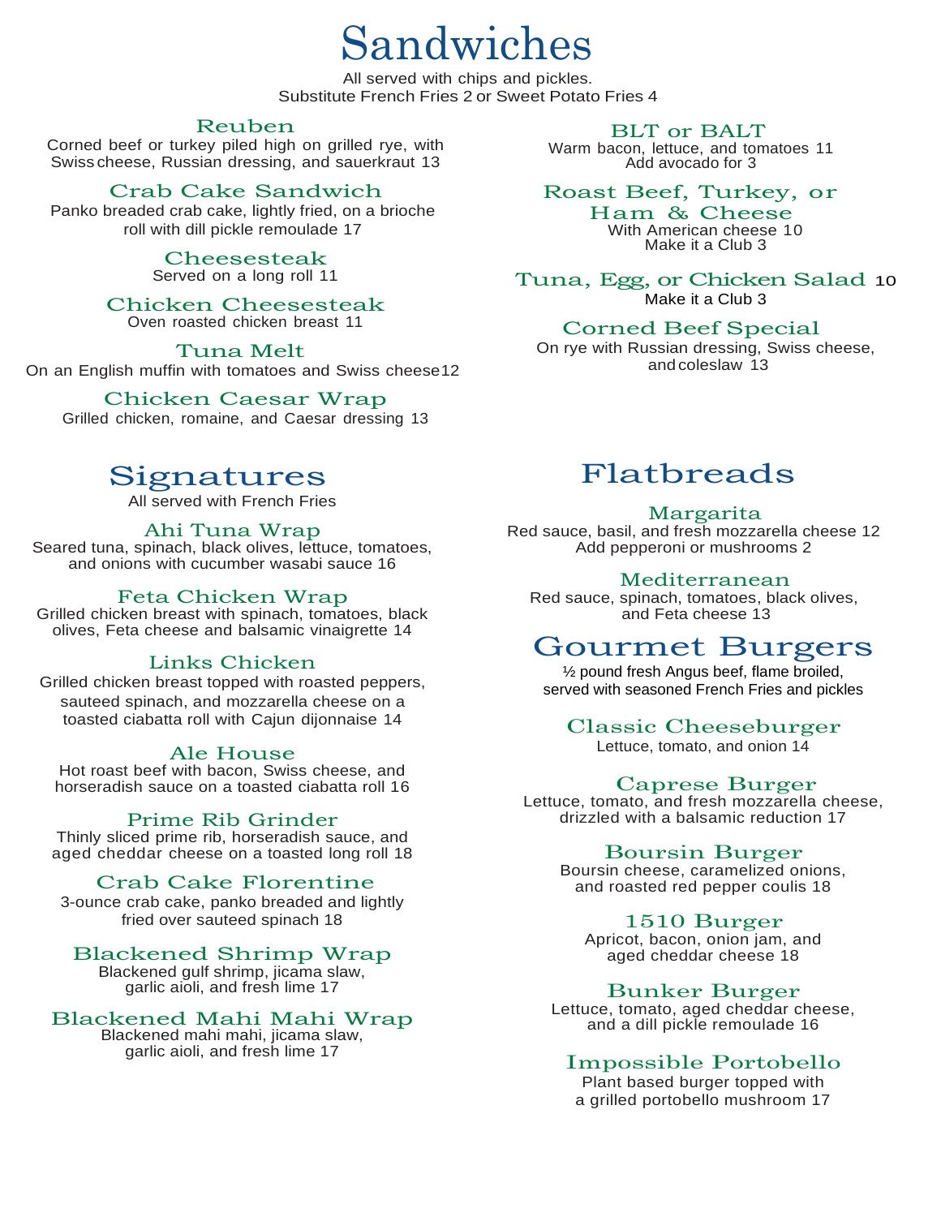# Sandwiches

All served with chips and pickles.
Substitute French Fries 2 or Sweet Potato Fries 4

### Reuben
Corned beef or turkey piled high on grilled rye, with Swiss cheese, Russian dressing, and sauerkraut 13

### Crab Cake Sandwich
Panko breaded crab cake, lightly fried, on a brioche roll with dill pickle remoulade 17

### Cheesesteak
Served on a long roll 11

### Chicken Cheesesteak
Oven roasted chicken breast 11

### Tuna Melt
On an English muffin with tomatoes and Swiss cheese 12

### Chicken Caesar Wrap
Grilled chicken, romaine, and Caesar dressing 13

### BLT or BALT
Warm bacon, lettuce, and tomatoes 11
Add avocado for 3

### Roast Beef, Turkey, or Ham & Cheese
With American cheese 10
Make it a Club 3

### Tuna, Egg, or Chicken Salad 10
Make it a Club 3

### Corned Beef Special
On rye with Russian dressing, Swiss cheese, and coleslaw 13

# Signatures

All served with French Fries

### Ahi Tuna Wrap
Seared tuna, spinach, black olives, lettuce, tomatoes, and onions with cucumber wasabi sauce 16

### Feta Chicken Wrap
Grilled chicken breast with spinach, tomatoes, black olives, Feta cheese and balsamic vinaigrette 14

### Links Chicken
Grilled chicken breast topped with roasted peppers, sauteed spinach, and mozzarella cheese on a toasted ciabatta roll with Cajun dijonnaise 14

### Ale House
Hot roast beef with bacon, Swiss cheese, and horseradish sauce on a toasted ciabatta roll 16

### Prime Rib Grinder
Thinly sliced prime rib, horseradish sauce, and aged cheddar cheese on a toasted long roll 18

### Crab Cake Florentine
3-ounce crab cake, panko breaded and lightly fried over sauteed spinach 18

### Blackened Shrimp Wrap
Blackened gulf shrimp, jicama slaw, garlic aioli, and fresh lime 17

### Blackened Mahi Mahi Wrap
Blackened mahi mahi, jicama slaw, garlic aioli, and fresh lime 17

# Flatbreads

### Margarita
Red sauce, basil, and fresh mozzarella cheese 12
Add pepperoni or mushrooms 2

### Mediterranean
Red sauce, spinach, tomatoes, black olives, and Feta cheese 13

# Gourmet Burgers

½ pound fresh Angus beef, flame broiled, served with seasoned French Fries and pickles

### Classic Cheeseburger
Lettuce, tomato, and onion 14

### Caprese Burger
Lettuce, tomato, and fresh mozzarella cheese, drizzled with a balsamic reduction 17

### Boursin Burger
Boursin cheese, caramelized onions, and roasted red pepper coulis 18

### 1510 Burger
Apricot, bacon, onion jam, and aged cheddar cheese 18

### Bunker Burger
Lettuce, tomato, aged cheddar cheese, and a dill pickle remoulade 16

### Impossible Portobello
Plant based burger topped with a grilled portobello mushroom 17